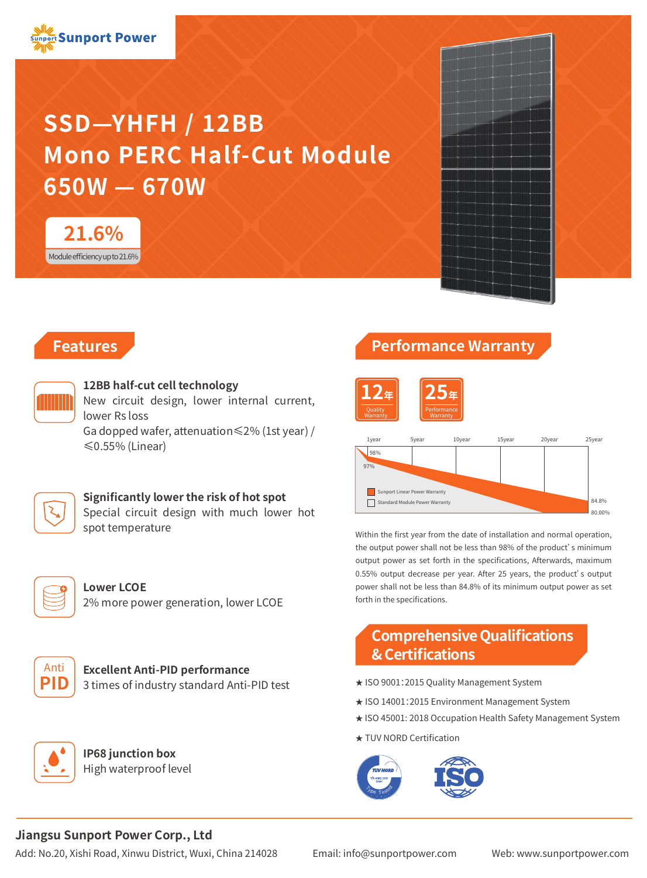Sunport Power

# SSD—YHFH / 12BB Mono PERC Half-Cut Module 650W — 670W

**21.6%**

Module efficiency up to 21.6%

## Features

**12BB half-cut cell technology**

New circuit design, lower internal current, lower Rs loss

Ga dopped wafer, attenuation≤2% (1st year) / ≤0.55% (Linear)

**Significantly lower the risk of hot spot**

Special circuit design with much lower hot spot temperature

**Lower LCOE**

2% more power generation, lower LCOE

**Excellent Anti-PID performance**

3 times of industry standard Anti-PID test

**IP68 junction box**

High waterproof level

## Performance Warranty

12年 Quality Warranty

25年 Performance Warranty

1year 5year 10year 15year 20year 25year

98% 97% 84.8% 80.00%

Sunport Linear Power Warranty

Standard Module Power Warranty

Within the first year from the date of installation and normal operation, the output power shall not be less than 98% of the product' s minimum output power as set forth in the specifications, Afterwards, maximum 0.55% output decrease per year. After 25 years, the product' s output power shall not be less than 84.8% of its minimum output power as set forth in the specifications.

## Comprehensive Qualifications & Certifications

★ ISO 9001:2015 Quality Management System

★ ISO 14001:2015 Environment Management System

★ ISO 45001: 2018 Occupation Health Safety Management System

★ TUV NORD Certification

**Jiangsu Sunport Power Corp., Ltd**

Add: No.20, Xishi Road, Xinwu District, Wuxi, China 214028 Email: info@sunportpower.com Web: www.sunportpower.com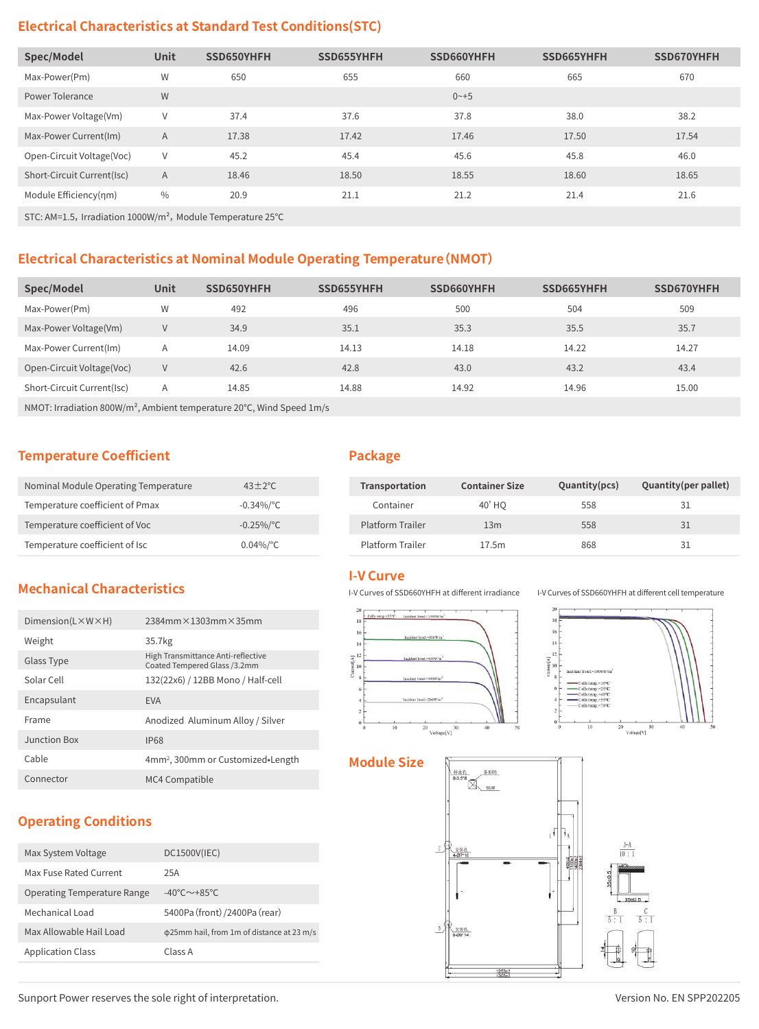## Electrical Characteristics at Standard Test Conditions(STC)

| Spec/Model | Unit | SSD650YHFH | SSD655YHFH | SSD660YHFH | SSD665YHFH | SSD670YHFH |
|---|---|---|---|---|---|---|
| Max-Power(Pm) | W | 650 | 655 | 660 | 665 | 670 |
| Power Tolerance | W | | | 0~+5 | | |
| Max-Power Voltage(Vm) | V | 37.4 | 37.6 | 37.8 | 38.0 | 38.2 |
| Max-Power Current(Im) | A | 17.38 | 17.42 | 17.46 | 17.50 | 17.54 |
| Open-Circuit Voltage(Voc) | V | 45.2 | 45.4 | 45.6 | 45.8 | 46.0 |
| Short-Circuit Current(Isc) | A | 18.46 | 18.50 | 18.55 | 18.60 | 18.65 |
| Module Efficiency(ηm) | % | 20.9 | 21.1 | 21.2 | 21.4 | 21.6 |

STC: AM=1.5，Irradiation 1000W/m²，Module Temperature 25°C

## Electrical Characteristics at Nominal Module Operating Temperature(NMOT)

| Spec/Model | Unit | SSD650YHFH | SSD655YHFH | SSD660YHFH | SSD665YHFH | SSD670YHFH |
|---|---|---|---|---|---|---|
| Max-Power(Pm) | W | 492 | 496 | 500 | 504 | 509 |
| Max-Power Voltage(Vm) | V | 34.9 | 35.1 | 35.3 | 35.5 | 35.7 |
| Max-Power Current(Im) | A | 14.09 | 14.13 | 14.18 | 14.22 | 14.27 |
| Open-Circuit Voltage(Voc) | V | 42.6 | 42.8 | 43.0 | 43.2 | 43.4 |
| Short-Circuit Current(Isc) | A | 14.85 | 14.88 | 14.92 | 14.96 | 15.00 |

NMOT: Irradiation 800W/m², Ambient temperature 20°C, Wind Speed 1m/s

## Temperature Coefficient

| | |
|---|---|
| Nominal Module Operating Temperature | 43±2°C |
| Temperature coefficient of Pmax | -0.34%/°C |
| Temperature coefficient of Voc | -0.25%/°C |
| Temperature coefficient of Isc | 0.04%/°C |

## Mechanical Characteristics

| | |
|---|---|
| Dimension(L×W×H) | 2384mm×1303mm×35mm |
| Weight | 35.7kg |
| Glass Type | High Transmittance Anti-reflective Coated Tempered Glass /3.2mm |
| Solar Cell | 132(22x6) / 12BB Mono / Half-cell |
| Encapsulant | EVA |
| Frame | Anodized Aluminum Alloy / Silver |
| Junction Box | IP68 |
| Cable | 4mm², 300mm or Customized•Length |
| Connector | MC4 Compatible |

## Operating Conditions

| | |
|---|---|
| Max System Voltage | DC1500V(IEC) |
| Max Fuse Rated Current | 25A |
| Operating Temperature Range | -40°C～+85°C |
| Mechanical Load | 5400Pa (front) /2400Pa (rear) |
| Max Allowable Hail Load | φ25mm hail, from 1m of distance at 23 m/s |
| Application Class | Class A |

## Package

| Transportation | Container Size | Quantity(pcs) | Quantity(per pallet) |
|---|---|---|---|
| Container | 40' HQ | 558 | 31 |
| Platform Trailer | 13m | 558 | 31 |
| Platform Trailer | 17.5m | 868 | 31 |

## I-V Curve

I-V Curves of SSD660YHFH at different irradiance

I-V Curves of SSD660YHFH at different cell temperature

## Module Size

Sunport Power reserves the sole right of interpretation.

Version No. EN SPP202205